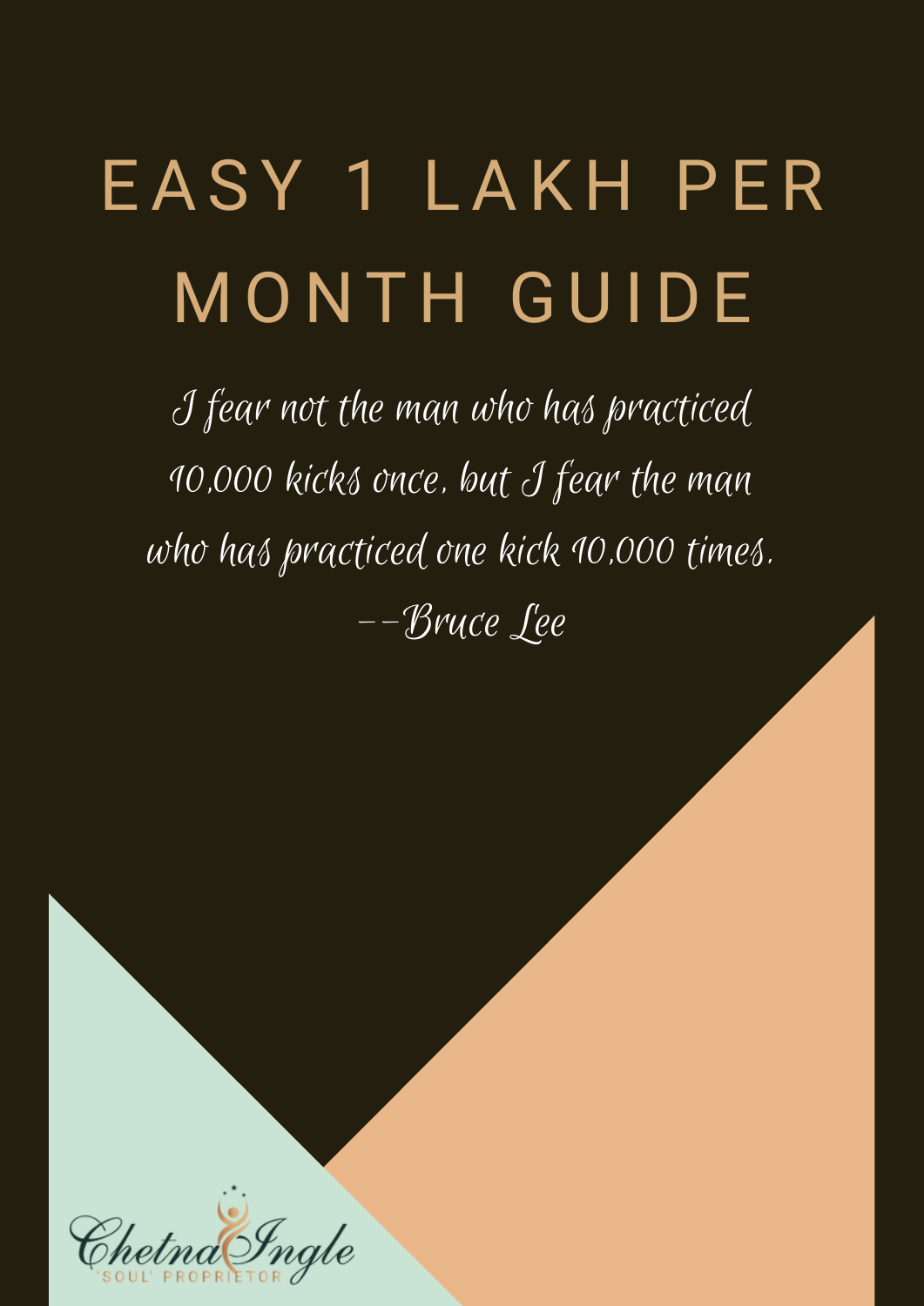# EASY 1 LAKH PER MONTH GUIDE

*I fear not the man who has practiced 10,000 kicks once, but I fear the man who has practiced one kick 10,000 times.*

*--Bruce Lee*

Chetna Ingle

'SOUL' PROPRIETOR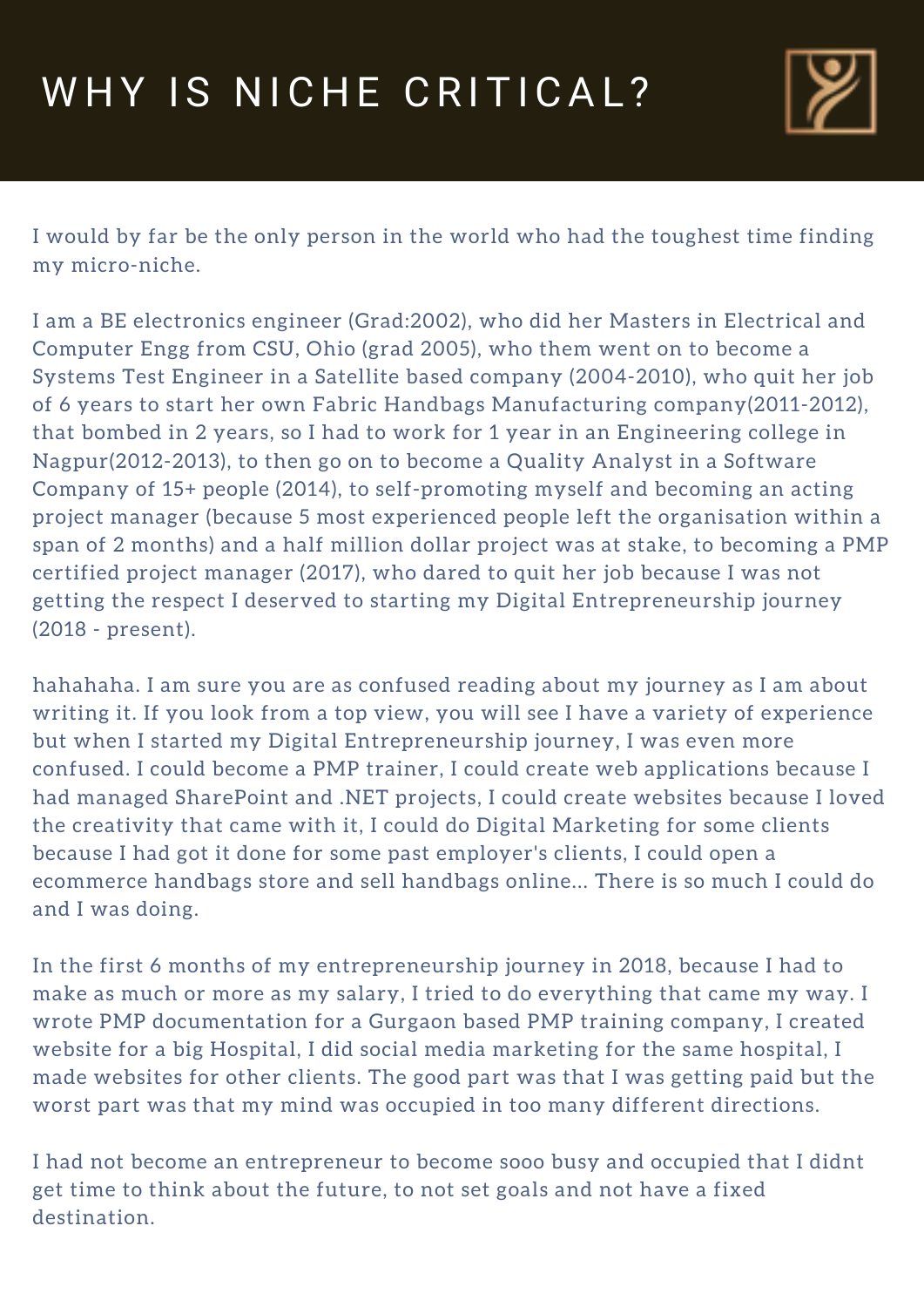# WHY IS NICHE CRITICAL?

I would by far be the only person in the world who had the toughest time finding my micro-niche.

I am a BE electronics engineer (Grad:2002), who did her Masters in Electrical and Computer Engg from CSU, Ohio (grad 2005), who them went on to become a Systems Test Engineer in a Satellite based company (2004-2010), who quit her job of 6 years to start her own Fabric Handbags Manufacturing company(2011-2012), that bombed in 2 years, so I had to work for 1 year in an Engineering college in Nagpur(2012-2013), to then go on to become a Quality Analyst in a Software Company of 15+ people (2014), to self-promoting myself and becoming an acting project manager (because 5 most experienced people left the organisation within a span of 2 months) and a half million dollar project was at stake, to becoming a PMP certified project manager (2017), who dared to quit her job because I was not getting the respect I deserved to starting my Digital Entrepreneurship journey (2018 - present).

hahahaha. I am sure you are as confused reading about my journey as I am about writing it. If you look from a top view, you will see I have a variety of experience but when I started my Digital Entrepreneurship journey, I was even more confused. I could become a PMP trainer, I could create web applications because I had managed SharePoint and .NET projects, I could create websites because I loved the creativity that came with it, I could do Digital Marketing for some clients because I had got it done for some past employer's clients, I could open a ecommerce handbags store and sell handbags online... There is so much I could do and I was doing.

In the first 6 months of my entrepreneurship journey in 2018, because I had to make as much or more as my salary, I tried to do everything that came my way. I wrote PMP documentation for a Gurgaon based PMP training company, I created website for a big Hospital, I did social media marketing for the same hospital, I made websites for other clients. The good part was that I was getting paid but the worst part was that my mind was occupied in too many different directions.

I had not become an entrepreneur to become sooo busy and occupied that I didnt get time to think about the future, to not set goals and not have a fixed destination.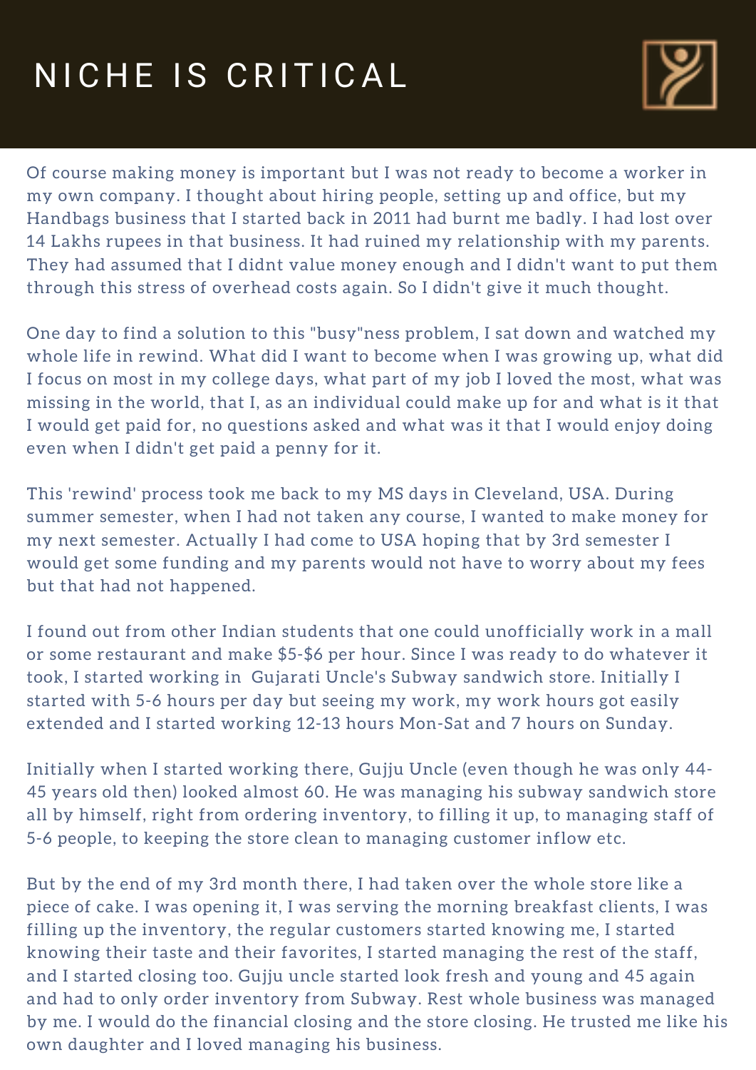# NICHE IS CRITICAL

Of course making money is important but I was not ready to become a worker in my own company. I thought about hiring people, setting up and office, but my Handbags business that I started back in 2011 had burnt me badly. I had lost over 14 Lakhs rupees in that business. It had ruined my relationship with my parents. They had assumed that I didnt value money enough and I didn't want to put them through this stress of overhead costs again. So I didn't give it much thought.

One day to find a solution to this "busy"ness problem, I sat down and watched my whole life in rewind. What did I want to become when I was growing up, what did I focus on most in my college days, what part of my job I loved the most, what was missing in the world, that I, as an individual could make up for and what is it that I would get paid for, no questions asked and what was it that I would enjoy doing even when I didn't get paid a penny for it.

This 'rewind' process took me back to my MS days in Cleveland, USA. During summer semester, when I had not taken any course, I wanted to make money for my next semester. Actually I had come to USA hoping that by 3rd semester I would get some funding and my parents would not have to worry about my fees but that had not happened.

I found out from other Indian students that one could unofficially work in a mall or some restaurant and make $5-$6 per hour. Since I was ready to do whatever it took, I started working in Gujarati Uncle's Subway sandwich store. Initially I started with 5-6 hours per day but seeing my work, my work hours got easily extended and I started working 12-13 hours Mon-Sat and 7 hours on Sunday.

Initially when I started working there, Gujju Uncle (even though he was only 44-45 years old then) looked almost 60. He was managing his subway sandwich store all by himself, right from ordering inventory, to filling it up, to managing staff of 5-6 people, to keeping the store clean to managing customer inflow etc.

But by the end of my 3rd month there, I had taken over the whole store like a piece of cake. I was opening it, I was serving the morning breakfast clients, I was filling up the inventory, the regular customers started knowing me, I started knowing their taste and their favorites, I started managing the rest of the staff, and I started closing too. Gujju uncle started look fresh and young and 45 again and had to only order inventory from Subway. Rest whole business was managed by me. I would do the financial closing and the store closing. He trusted me like his own daughter and I loved managing his business.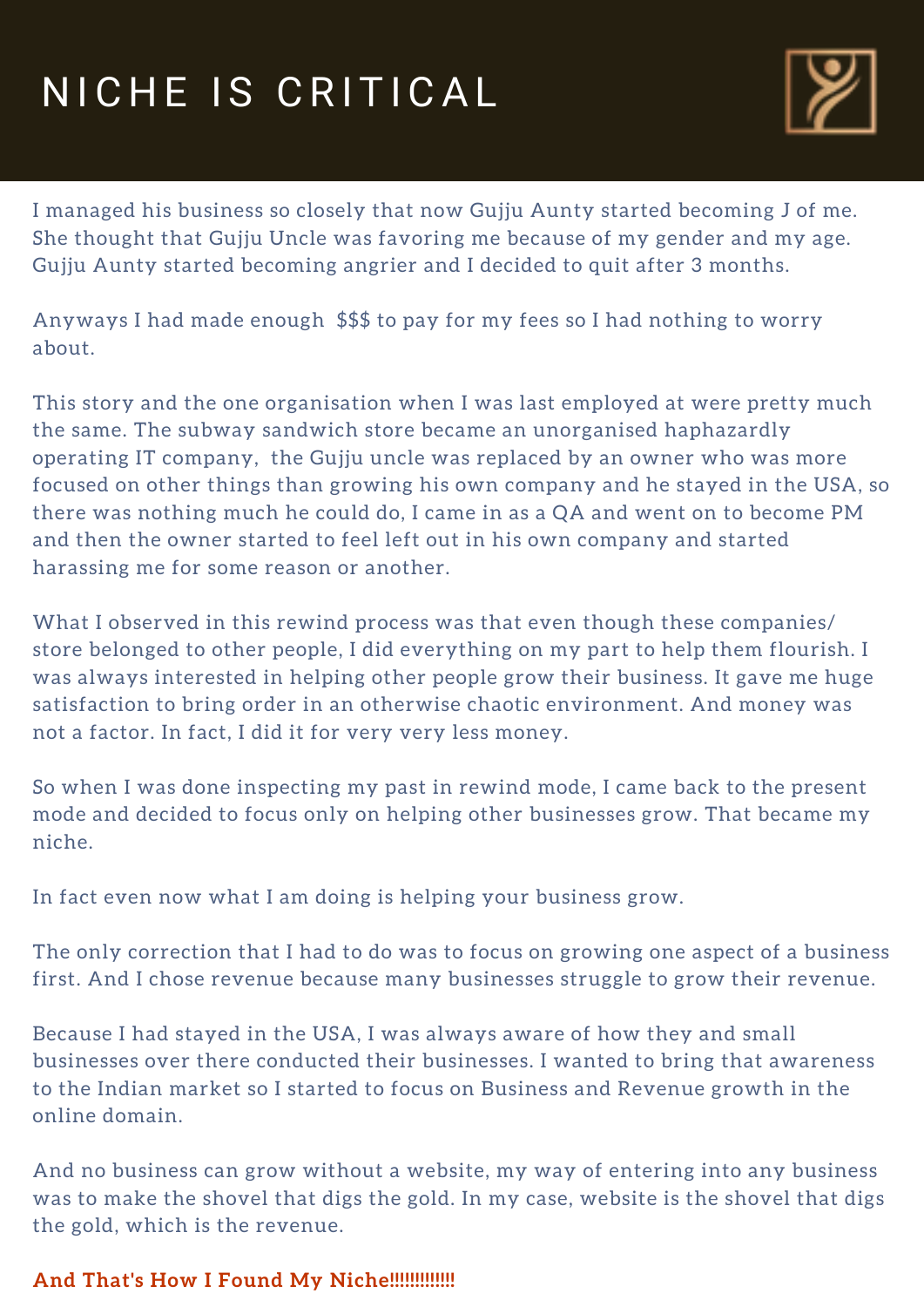# NICHE IS CRITICAL

I managed his business so closely that now Gujju Aunty started becoming J of me. She thought that Gujju Uncle was favoring me because of my gender and my age. Gujju Aunty started becoming angrier and I decided to quit after 3 months.

Anyways I had made enough $$$ to pay for my fees so I had nothing to worry about.

This story and the one organisation when I was last employed at were pretty much the same. The subway sandwich store became an unorganised haphazardly operating IT company, the Gujju uncle was replaced by an owner who was more focused on other things than growing his own company and he stayed in the USA, so there was nothing much he could do, I came in as a QA and went on to become PM and then the owner started to feel left out in his own company and started harassing me for some reason or another.

What I observed in this rewind process was that even though these companies/ store belonged to other people, I did everything on my part to help them flourish. I was always interested in helping other people grow their business. It gave me huge satisfaction to bring order in an otherwise chaotic environment. And money was not a factor. In fact, I did it for very very less money.

So when I was done inspecting my past in rewind mode, I came back to the present mode and decided to focus only on helping other businesses grow. That became my niche.

In fact even now what I am doing is helping your business grow.

The only correction that I had to do was to focus on growing one aspect of a business first. And I chose revenue because many businesses struggle to grow their revenue.

Because I had stayed in the USA, I was always aware of how they and small businesses over there conducted their businesses. I wanted to bring that awareness to the Indian market so I started to focus on Business and Revenue growth in the online domain.

And no business can grow without a website, my way of entering into any business was to make the shovel that digs the gold. In my case, website is the shovel that digs the gold, which is the revenue.

**And That's How I Found My Niche!!!!!!!!!!!!**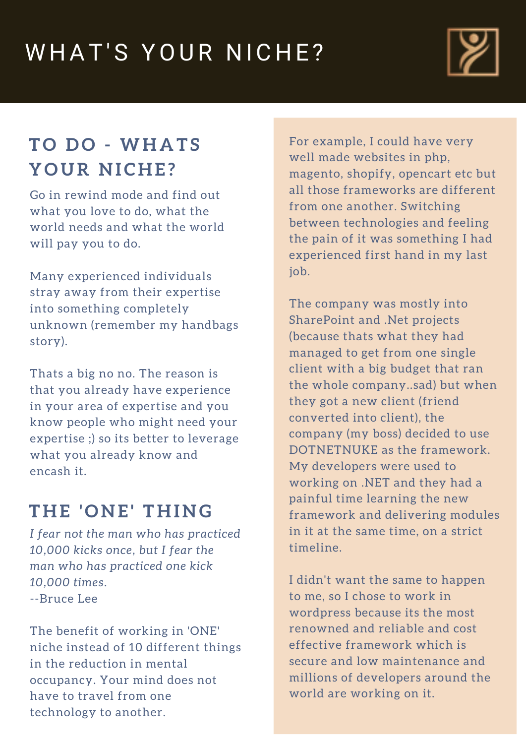# WHAT'S YOUR NICHE?

## TO DO - WHATS YOUR NICHE?

Go in rewind mode and find out what you love to do, what the world needs and what the world will pay you to do.

Many experienced individuals stray away from their expertise into something completely unknown (remember my handbags story).

Thats a big no no. The reason is that you already have experience in your area of expertise and you know people who might need your expertise ;) so its better to leverage what you already know and encash it.

## THE 'ONE' THING

*I fear not the man who has practiced 10,000 kicks once, but I fear the man who has practiced one kick 10,000 times.*
--Bruce Lee

The benefit of working in 'ONE' niche instead of 10 different things in the reduction in mental occupancy. Your mind does not have to travel from one technology to another.

For example, I could have very well made websites in php, magento, shopify, opencart etc but all those frameworks are different from one another. Switching between technologies and feeling the pain of it was something I had experienced first hand in my last job.

The company was mostly into SharePoint and .Net projects (because thats what they had managed to get from one single client with a big budget that ran the whole company..sad) but when they got a new client (friend converted into client), the company (my boss) decided to use DOTNETNUKE as the framework. My developers were used to working on .NET and they had a painful time learning the new framework and delivering modules in it at the same time, on a strict timeline.

I didn't want the same to happen to me, so I chose to work in wordpress because its the most renowned and reliable and cost effective framework which is secure and low maintenance and millions of developers around the world are working on it.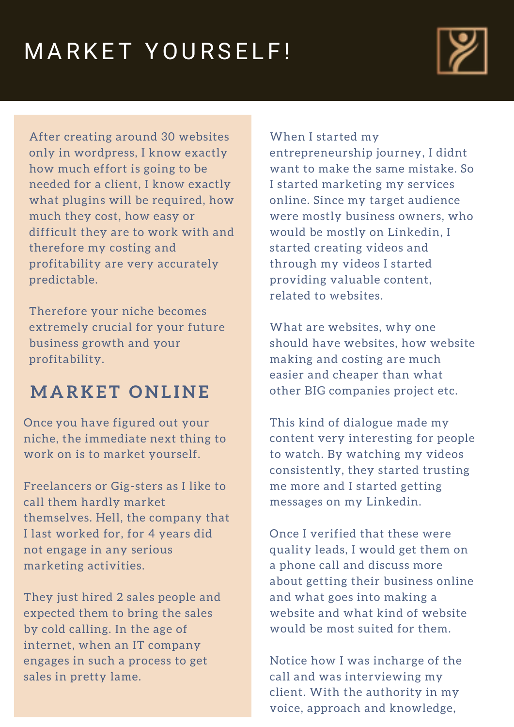# MARKET YOURSELF!

After creating around 30 websites only in wordpress, I know exactly how much effort is going to be needed for a client, I know exactly what plugins will be required, how much they cost, how easy or difficult they are to work with and therefore my costing and profitability are very accurately predictable.

Therefore your niche becomes extremely crucial for your future business growth and your profitability.

## MARKET ONLINE

Once you have figured out your niche, the immediate next thing to work on is to market yourself.

Freelancers or Gig-sters as I like to call them hardly market themselves. Hell, the company that I last worked for, for 4 years did not engage in any serious marketing activities.

They just hired 2 sales people and expected them to bring the sales by cold calling. In the age of internet, when an IT company engages in such a process to get sales in pretty lame.

When I started my entrepreneurship journey, I didnt want to make the same mistake. So I started marketing my services online. Since my target audience were mostly business owners, who would be mostly on Linkedin, I started creating videos and through my videos I started providing valuable content, related to websites.

What are websites, why one should have websites, how website making and costing are much easier and cheaper than what other BIG companies project etc.

This kind of dialogue made my content very interesting for people to watch. By watching my videos consistently, they started trusting me more and I started getting messages on my Linkedin.

Once I verified that these were quality leads, I would get them on a phone call and discuss more about getting their business online and what goes into making a website and what kind of website would be most suited for them.

Notice how I was incharge of the call and was interviewing my client. With the authority in my voice, approach and knowledge,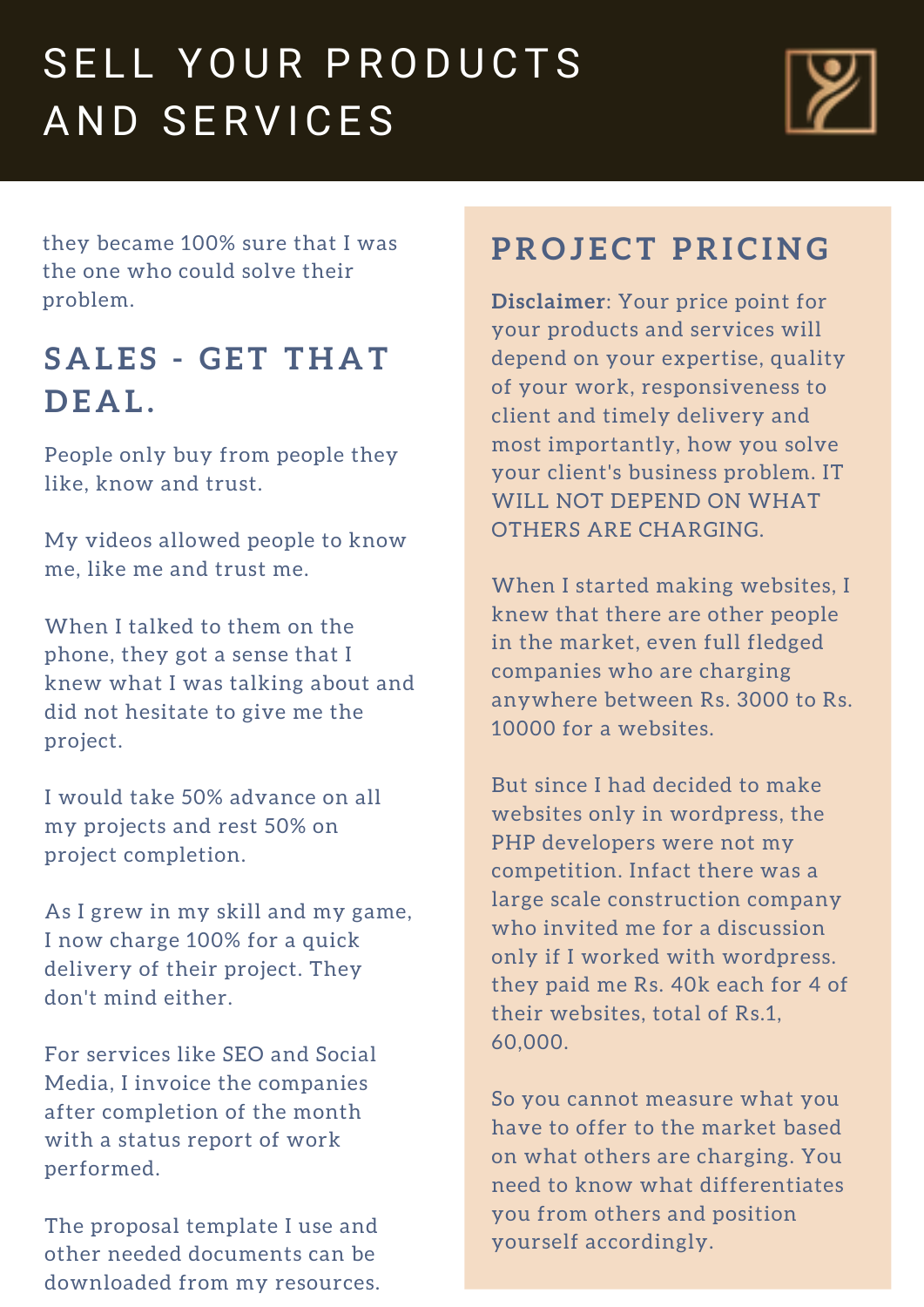# SELL YOUR PRODUCTS AND SERVICES

they became 100% sure that I was the one who could solve their problem.

## SALES - GET THAT DEAL.

People only buy from people they like, know and trust.

My videos allowed people to know me, like me and trust me.

When I talked to them on the phone, they got a sense that I knew what I was talking about and did not hesitate to give me the project.

I would take 50% advance on all my projects and rest 50% on project completion.

As I grew in my skill and my game, I now charge 100% for a quick delivery of their project. They don't mind either.

For services like SEO and Social Media, I invoice the companies after completion of the month with a status report of work performed.

The proposal template I use and other needed documents can be downloaded from my resources.

## PROJECT PRICING

**Disclaimer**: Your price point for your products and services will depend on your expertise, quality of your work, responsiveness to client and timely delivery and most importantly, how you solve your client's business problem. IT WILL NOT DEPEND ON WHAT OTHERS ARE CHARGING.

When I started making websites, I knew that there are other people in the market, even full fledged companies who are charging anywhere between Rs. 3000 to Rs. 10000 for a websites.

But since I had decided to make websites only in wordpress, the PHP developers were not my competition. Infact there was a large scale construction company who invited me for a discussion only if I worked with wordpress. they paid me Rs. 40k each for 4 of their websites, total of Rs.1, 60,000.

So you cannot measure what you have to offer to the market based on what others are charging. You need to know what differentiates you from others and position yourself accordingly.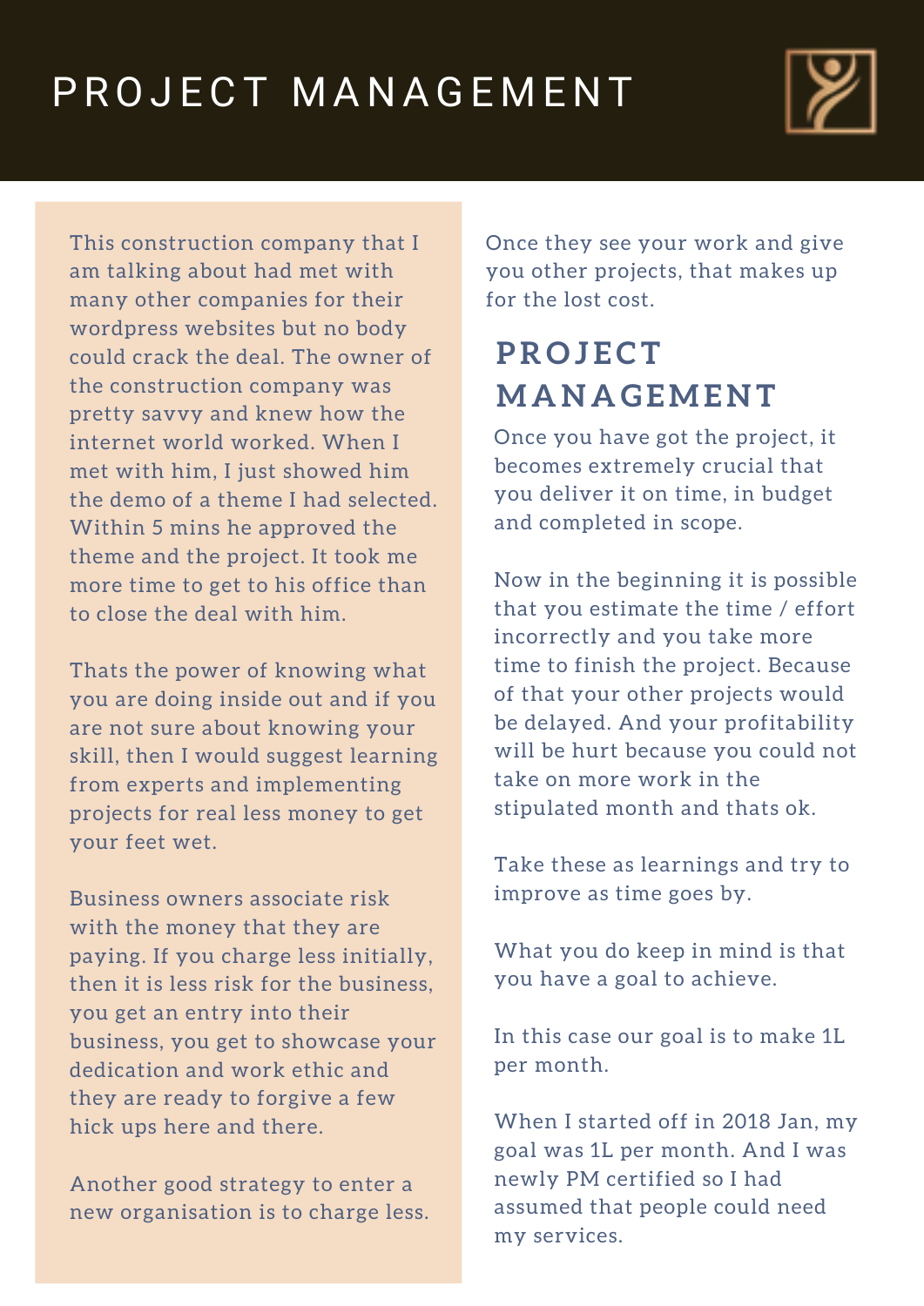# PROJECT MANAGEMENT

This construction company that I am talking about had met with many other companies for their wordpress websites but no body could crack the deal. The owner of the construction company was pretty savvy and knew how the internet world worked. When I met with him, I just showed him the demo of a theme I had selected. Within 5 mins he approved the theme and the project. It took me more time to get to his office than to close the deal with him.

Thats the power of knowing what you are doing inside out and if you are not sure about knowing your skill, then I would suggest learning from experts and implementing projects for real less money to get your feet wet.

Business owners associate risk with the money that they are paying. If you charge less initially, then it is less risk for the business, you get an entry into their business, you get to showcase your dedication and work ethic and they are ready to forgive a few hick ups here and there.

Another good strategy to enter a new organisation is to charge less. Once they see your work and give you other projects, that makes up for the lost cost.

## PROJECT MANAGEMENT

Once you have got the project, it becomes extremely crucial that you deliver it on time, in budget and completed in scope.

Now in the beginning it is possible that you estimate the time / effort incorrectly and you take more time to finish the project. Because of that your other projects would be delayed. And your profitability will be hurt because you could not take on more work in the stipulated month and thats ok.

Take these as learnings and try to improve as time goes by.

What you do keep in mind is that you have a goal to achieve.

In this case our goal is to make 1L per month.

When I started off in 2018 Jan, my goal was 1L per month. And I was newly PM certified so I had assumed that people could need my services.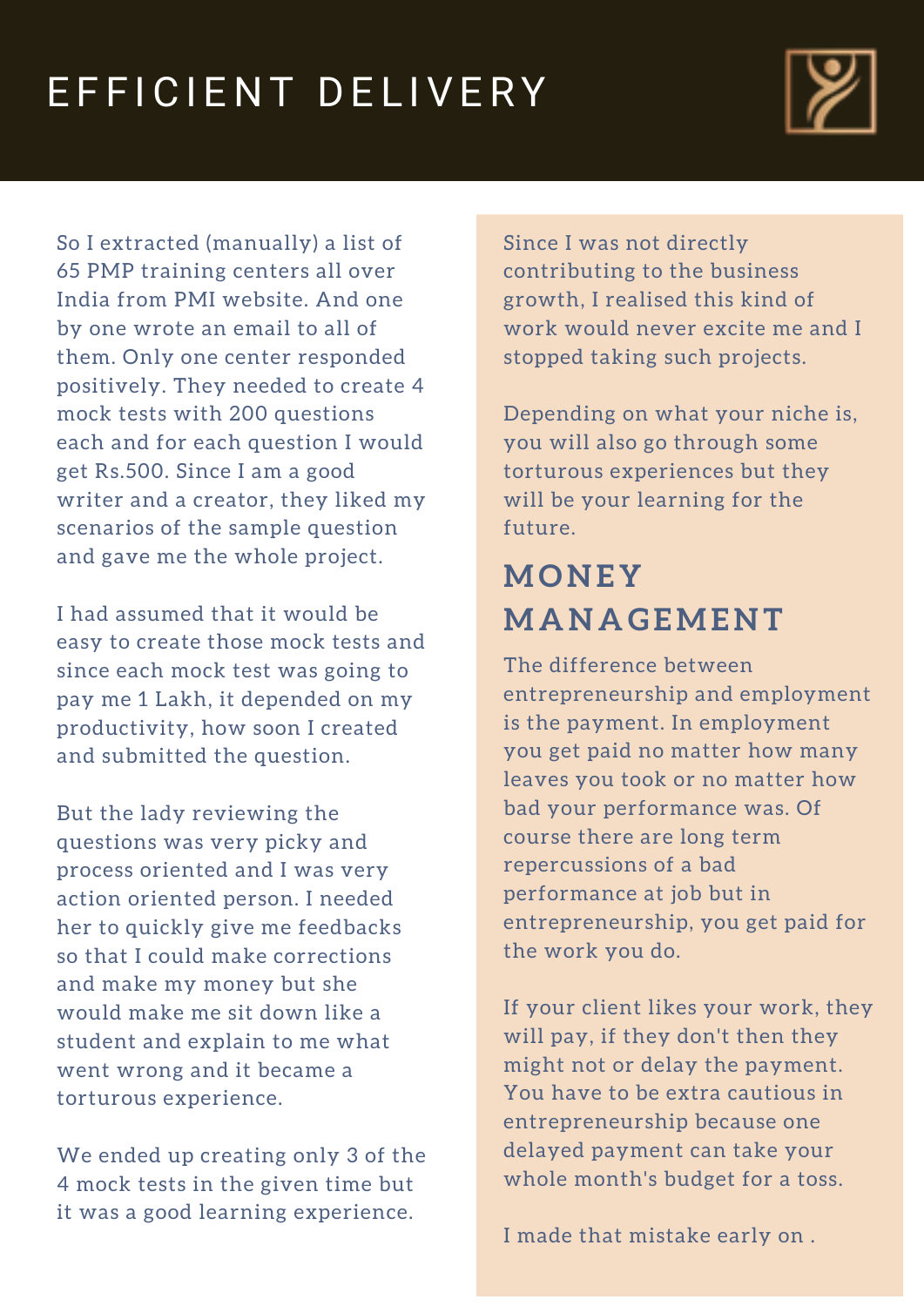# EFFICIENT DELIVERY

So I extracted (manually) a list of 65 PMP training centers all over India from PMI website. And one by one wrote an email to all of them. Only one center responded positively. They needed to create 4 mock tests with 200 questions each and for each question I would get Rs.500. Since I am a good writer and a creator, they liked my scenarios of the sample question and gave me the whole project.

I had assumed that it would be easy to create those mock tests and since each mock test was going to pay me 1 Lakh, it depended on my productivity, how soon I created and submitted the question.

But the lady reviewing the questions was very picky and process oriented and I was very action oriented person. I needed her to quickly give me feedbacks so that I could make corrections and make my money but she would make me sit down like a student and explain to me what went wrong and it became a torturous experience.

We ended up creating only 3 of the 4 mock tests in the given time but it was a good learning experience.

Since I was not directly contributing to the business growth, I realised this kind of work would never excite me and I stopped taking such projects.

Depending on what your niche is, you will also go through some torturous experiences but they will be your learning for the future.

## MONEY MANAGEMENT

The difference between entrepreneurship and employment is the payment. In employment you get paid no matter how many leaves you took or no matter how bad your performance was. Of course there are long term repercussions of a bad performance at job but in entrepreneurship, you get paid for the work you do.

If your client likes your work, they will pay, if they don't then they might not or delay the payment. You have to be extra cautious in entrepreneurship because one delayed payment can take your whole month's budget for a toss.

I made that mistake early on .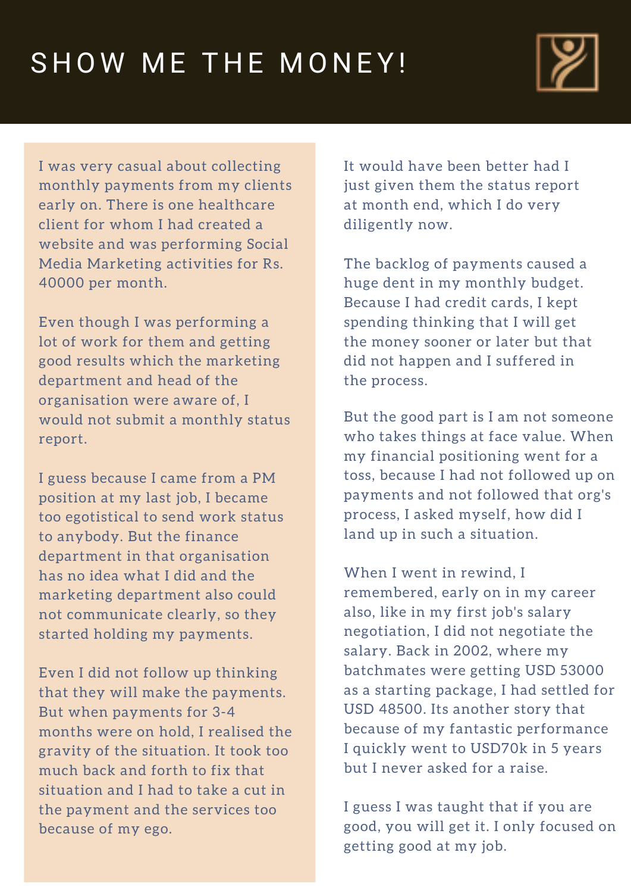# SHOW ME THE MONEY!

I was very casual about collecting monthly payments from my clients early on. There is one healthcare client for whom I had created a website and was performing Social Media Marketing activities for Rs. 40000 per month.

Even though I was performing a lot of work for them and getting good results which the marketing department and head of the organisation were aware of, I would not submit a monthly status report.

I guess because I came from a PM position at my last job, I became too egotistical to send work status to anybody. But the finance department in that organisation has no idea what I did and the marketing department also could not communicate clearly, so they started holding my payments.

Even I did not follow up thinking that they will make the payments. But when payments for 3-4 months were on hold, I realised the gravity of the situation. It took too much back and forth to fix that situation and I had to take a cut in the payment and the services too because of my ego.

It would have been better had I just given them the status report at month end, which I do very diligently now.

The backlog of payments caused a huge dent in my monthly budget. Because I had credit cards, I kept spending thinking that I will get the money sooner or later but that did not happen and I suffered in the process.

But the good part is I am not someone who takes things at face value. When my financial positioning went for a toss, because I had not followed up on payments and not followed that org's process, I asked myself, how did I land up in such a situation.

When I went in rewind, I remembered, early on in my career also, like in my first job's salary negotiation, I did not negotiate the salary. Back in 2002, where my batchmates were getting USD 53000 as a starting package, I had settled for USD 48500. Its another story that because of my fantastic performance I quickly went to USD70k in 5 years but I never asked for a raise.

I guess I was taught that if you are good, you will get it. I only focused on getting good at my job.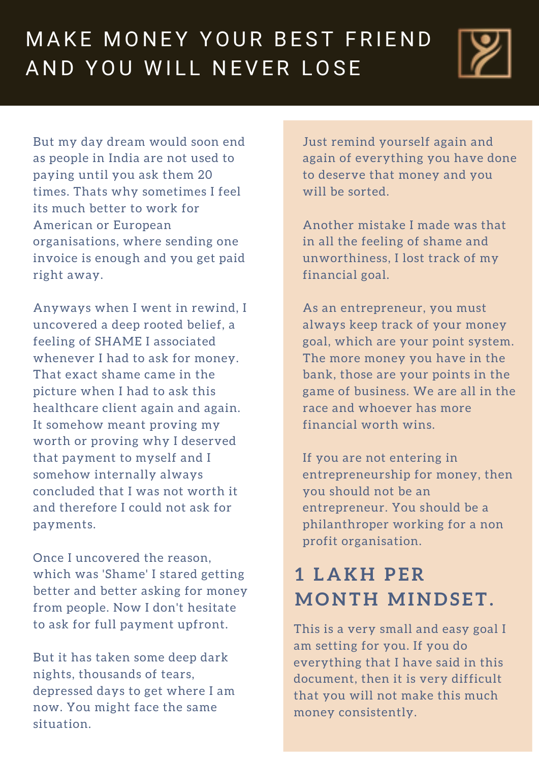# MAKE MONEY YOUR BEST FRIEND AND YOU WILL NEVER LOSE

But my day dream would soon end as people in India are not used to paying until you ask them 20 times. Thats why sometimes I feel its much better to work for American or European organisations, where sending one invoice is enough and you get paid right away.

Anyways when I went in rewind, I uncovered a deep rooted belief, a feeling of SHAME I associated whenever I had to ask for money. That exact shame came in the picture when I had to ask this healthcare client again and again. It somehow meant proving my worth or proving why I deserved that payment to myself and I somehow internally always concluded that I was not worth it and therefore I could not ask for payments.

Once I uncovered the reason, which was 'Shame' I stared getting better and better asking for money from people. Now I don't hesitate to ask for full payment upfront.

But it has taken some deep dark nights, thousands of tears, depressed days to get where I am now. You might face the same situation.

Just remind yourself again and again of everything you have done to deserve that money and you will be sorted.

Another mistake I made was that in all the feeling of shame and unworthiness, I lost track of my financial goal.

As an entrepreneur, you must always keep track of your money goal, which are your point system. The more money you have in the bank, those are your points in the game of business. We are all in the race and whoever has more financial worth wins.

If you are not entering in entrepreneurship for money, then you should not be an entrepreneur. You should be a philanthroper working for a non profit organisation.

## 1 LAKH PER MONTH MINDSET.

This is a very small and easy goal I am setting for you. If you do everything that I have said in this document, then it is very difficult that you will not make this much money consistently.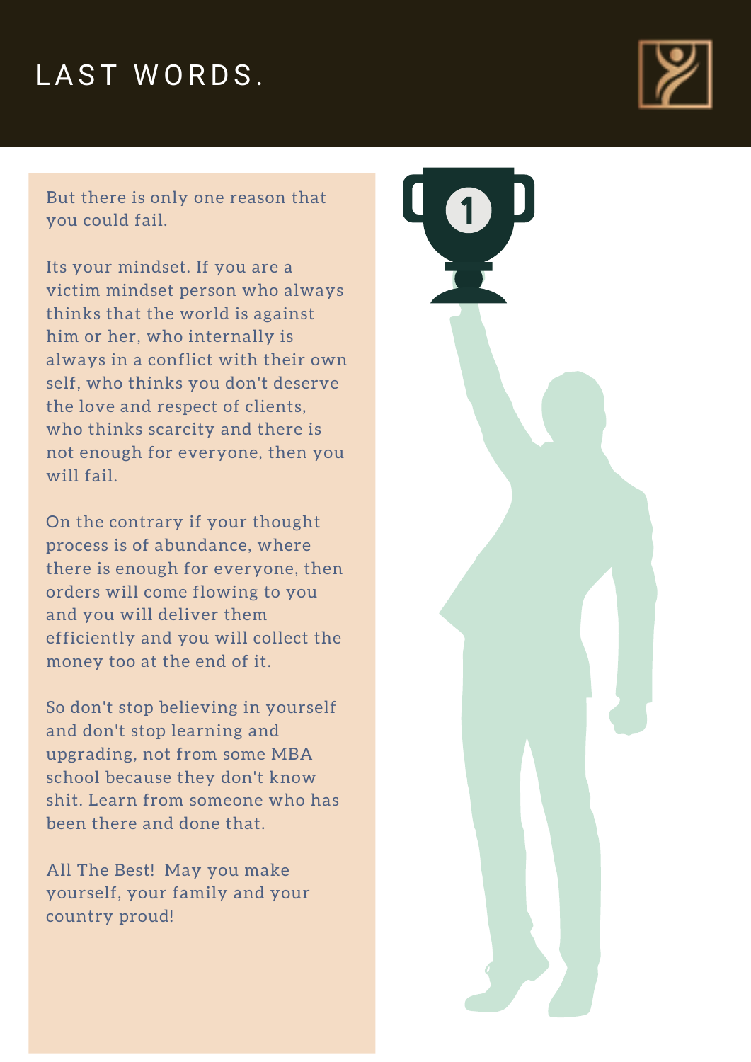# LAST WORDS.

But there is only one reason that you could fail.

Its your mindset. If you are a victim mindset person who always thinks that the world is against him or her, who internally is always in a conflict with their own self, who thinks you don't deserve the love and respect of clients, who thinks scarcity and there is not enough for everyone, then you will fail.

On the contrary if your thought process is of abundance, where there is enough for everyone, then orders will come flowing to you and you will deliver them efficiently and you will collect the money too at the end of it.

So don't stop believing in yourself and don't stop learning and upgrading, not from some MBA school because they don't know shit. Learn from someone who has been there and done that.

All The Best! May you make yourself, your family and your country proud!